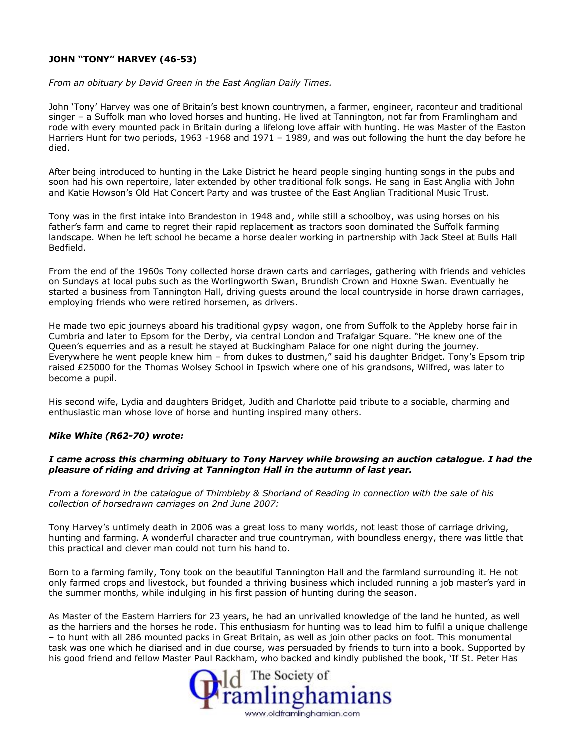**JOHN "TONY" HARVEY (46-53)**

*From an obituary by David Green in the East Anglian Daily Times.*

John 'Tony' Harvey was one of Britain's best known countrymen, a farmer, engineer, raconteur and traditional singer – a Suffolk man who loved horses and hunting. He lived at Tannington, not far from Framlingham and rode with every mounted pack in Britain during a lifelong love affair with hunting. He was Master of the Easton Harriers Hunt for two periods, 1963 -1968 and 1971 – 1989, and was out following the hunt the day before he died.

After being introduced to hunting in the Lake District he heard people singing hunting songs in the pubs and soon had his own repertoire, later extended by other traditional folk songs. He sang in East Anglia with John and Katie Howson's Old Hat Concert Party and was trustee of the East Anglian Traditional Music Trust.

Tony was in the first intake into Brandeston in 1948 and, while still a schoolboy, was using horses on his father's farm and came to regret their rapid replacement as tractors soon dominated the Suffolk farming landscape. When he left school he became a horse dealer working in partnership with Jack Steel at Bulls Hall Bedfield.

From the end of the 1960s Tony collected horse drawn carts and carriages, gathering with friends and vehicles on Sundays at local pubs such as the Worlingworth Swan, Brundish Crown and Hoxne Swan. Eventually he started a business from Tannington Hall, driving guests around the local countryside in horse drawn carriages, employing friends who were retired horsemen, as drivers.

He made two epic journeys aboard his traditional gypsy wagon, one from Suffolk to the Appleby horse fair in Cumbria and later to Epsom for the Derby, via central London and Trafalgar Square. "He knew one of the Queen's equerries and as a result he stayed at Buckingham Palace for one night during the journey. Everywhere he went people knew him – from dukes to dustmen," said his daughter Bridget. Tony's Epsom trip raised £25000 for the Thomas Wolsey School in Ipswich where one of his grandsons, Wilfred, was later to become a pupil.

His second wife, Lydia and daughters Bridget, Judith and Charlotte paid tribute to a sociable, charming and enthusiastic man whose love of horse and hunting inspired many others.

***Mike White (R62-70) wrote:***

***I came across this charming obituary to Tony Harvey while browsing an auction catalogue. I had the pleasure of riding and driving at Tannington Hall in the autumn of last year.***

*From a foreword in the catalogue of Thimbleby & Shorland of Reading in connection with the sale of his collection of horsedrawn carriages on 2nd June 2007:*

Tony Harvey's untimely death in 2006 was a great loss to many worlds, not least those of carriage driving, hunting and farming. A wonderful character and true countryman, with boundless energy, there was little that this practical and clever man could not turn his hand to.

Born to a farming family, Tony took on the beautiful Tannington Hall and the farmland surrounding it. He not only farmed crops and livestock, but founded a thriving business which included running a job master's yard in the summer months, while indulging in his first passion of hunting during the season.

As Master of the Eastern Harriers for 23 years, he had an unrivalled knowledge of the land he hunted, as well as the harriers and the horses he rode. This enthusiasm for hunting was to lead him to fulfil a unique challenge – to hunt with all 286 mounted packs in Great Britain, as well as join other packs on foot. This monumental task was one which he diarised and in due course, was persuaded by friends to turn into a book. Supported by his good friend and fellow Master Paul Rackham, who backed and kindly published the book, 'If St. Peter Has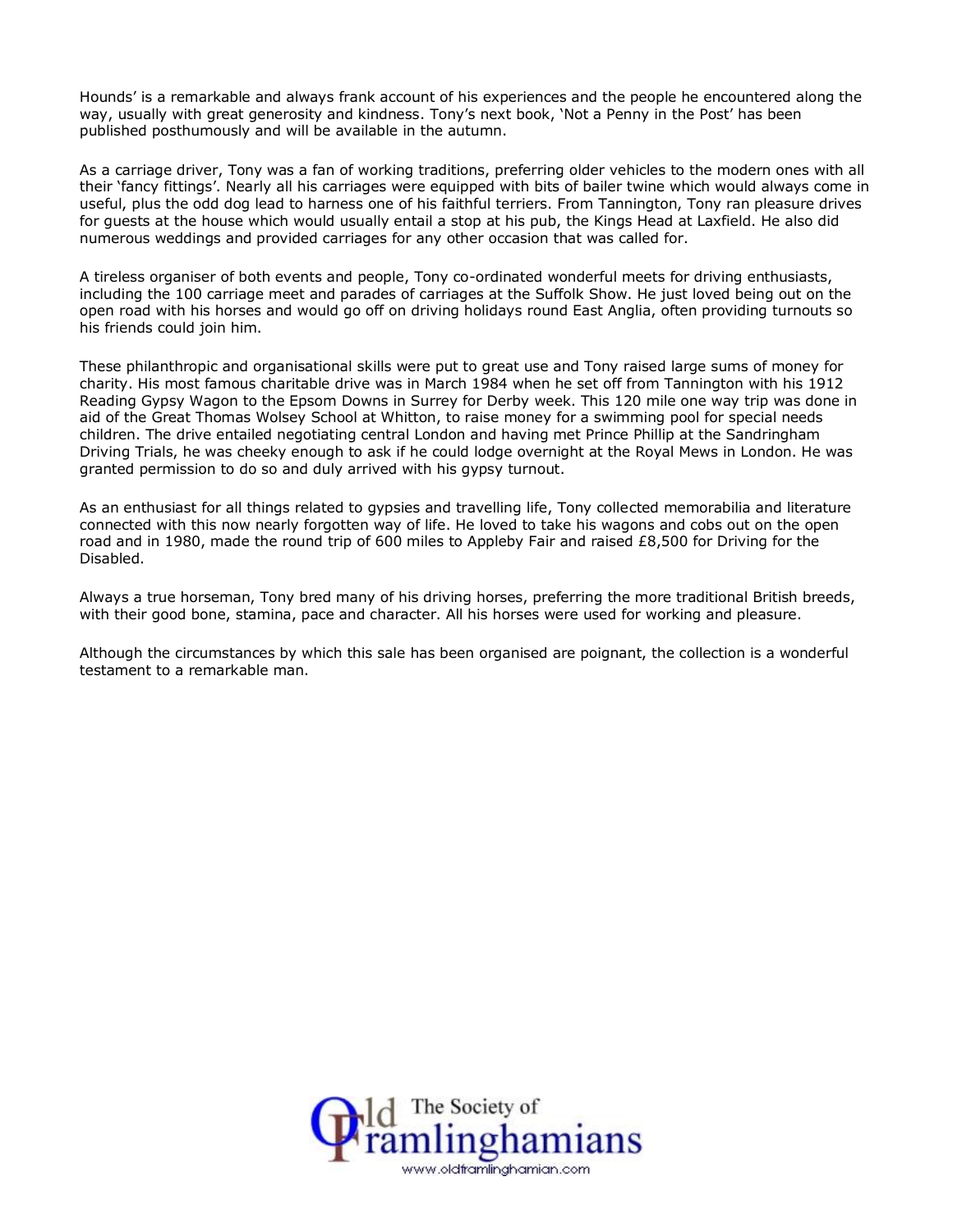Hounds' is a remarkable and always frank account of his experiences and the people he encountered along the way, usually with great generosity and kindness. Tony's next book, 'Not a Penny in the Post' has been published posthumously and will be available in the autumn.

As a carriage driver, Tony was a fan of working traditions, preferring older vehicles to the modern ones with all their 'fancy fittings'. Nearly all his carriages were equipped with bits of bailer twine which would always come in useful, plus the odd dog lead to harness one of his faithful terriers. From Tannington, Tony ran pleasure drives for guests at the house which would usually entail a stop at his pub, the Kings Head at Laxfield. He also did numerous weddings and provided carriages for any other occasion that was called for.

A tireless organiser of both events and people, Tony co-ordinated wonderful meets for driving enthusiasts, including the 100 carriage meet and parades of carriages at the Suffolk Show. He just loved being out on the open road with his horses and would go off on driving holidays round East Anglia, often providing turnouts so his friends could join him.

These philanthropic and organisational skills were put to great use and Tony raised large sums of money for charity. His most famous charitable drive was in March 1984 when he set off from Tannington with his 1912 Reading Gypsy Wagon to the Epsom Downs in Surrey for Derby week. This 120 mile one way trip was done in aid of the Great Thomas Wolsey School at Whitton, to raise money for a swimming pool for special needs children. The drive entailed negotiating central London and having met Prince Phillip at the Sandringham Driving Trials, he was cheeky enough to ask if he could lodge overnight at the Royal Mews in London. He was granted permission to do so and duly arrived with his gypsy turnout.

As an enthusiast for all things related to gypsies and travelling life, Tony collected memorabilia and literature connected with this now nearly forgotten way of life. He loved to take his wagons and cobs out on the open road and in 1980, made the round trip of 600 miles to Appleby Fair and raised £8,500 for Driving for the Disabled.

Always a true horseman, Tony bred many of his driving horses, preferring the more traditional British breeds, with their good bone, stamina, pace and character. All his horses were used for working and pleasure.

Although the circumstances by which this sale has been organised are poignant, the collection is a wonderful testament to a remarkable man.

Old Framlinghamians The Society of
www.oldframlinghamian.com